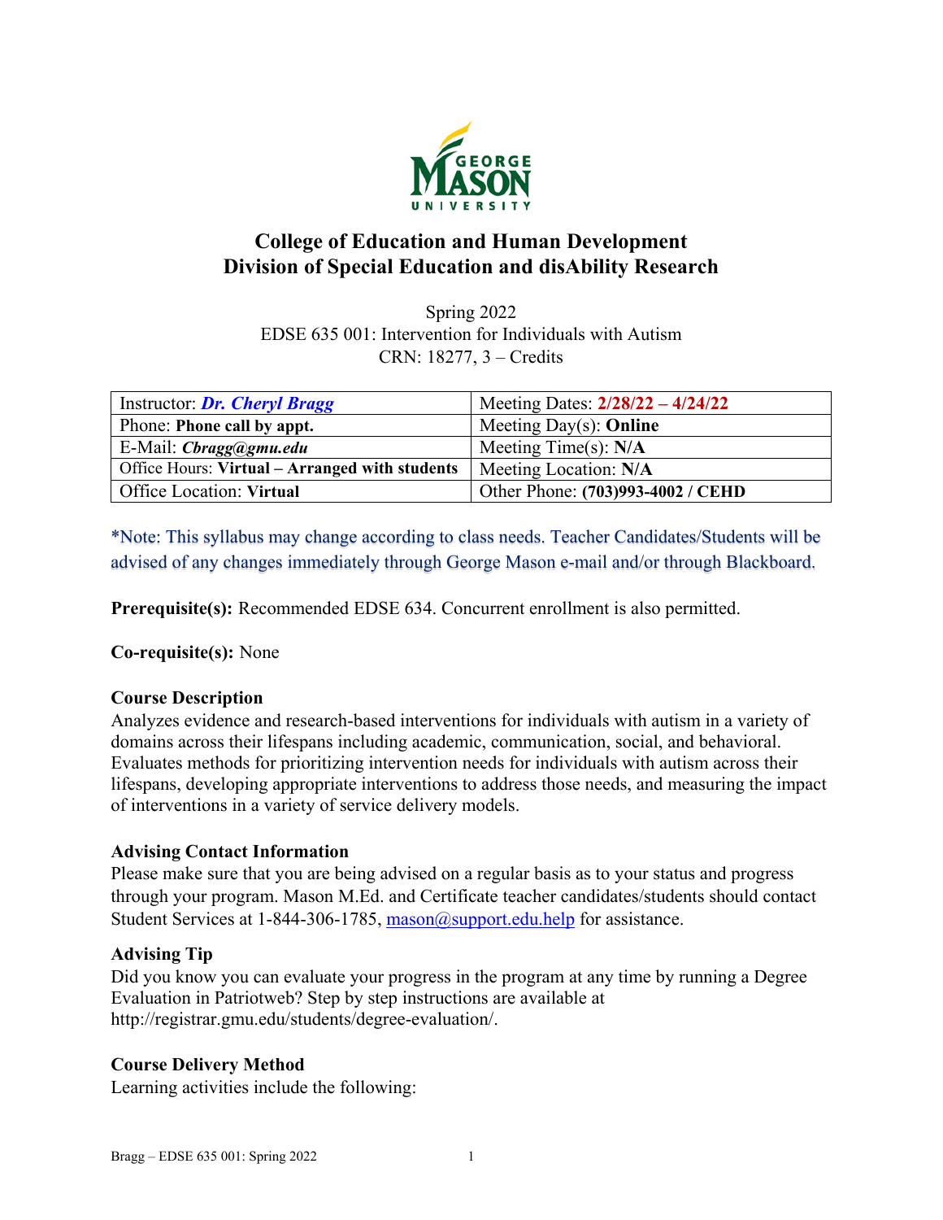# College of Education and Human Development
## Division of Special Education and disAbility Research

Spring 2022
EDSE 635 001: Intervention for Individuals with Autism
CRN: 18277, 3 – Credits

| Instructor: ***Dr. Cheryl Bragg*** | Meeting Dates: **2/28/22 – 4/24/22** |
|---|---|
| Phone: **Phone call by appt.** | Meeting Day(s): **Online** |
| E-Mail: ***Cbragg@gmu.edu*** | Meeting Time(s): **N/A** |
| Office Hours: **Virtual – Arranged with students** | Meeting Location: **N/A** |
| Office Location: **Virtual** | Other Phone: **(703)993-4002 / CEHD** |

*Note: This syllabus may change according to class needs. Teacher Candidates/Students will be advised of any changes immediately through George Mason e-mail and/or through Blackboard.

**Prerequisite(s):** Recommended EDSE 634. Concurrent enrollment is also permitted.

**Co-requisite(s):** None

**Course Description**
Analyzes evidence and research-based interventions for individuals with autism in a variety of domains across their lifespans including academic, communication, social, and behavioral. Evaluates methods for prioritizing intervention needs for individuals with autism across their lifespans, developing appropriate interventions to address those needs, and measuring the impact of interventions in a variety of service delivery models.

**Advising Contact Information**
Please make sure that you are being advised on a regular basis as to your status and progress through your program. Mason M.Ed. and Certificate teacher candidates/students should contact Student Services at 1-844-306-1785, mason@support.edu.help for assistance.

**Advising Tip**
Did you know you can evaluate your progress in the program at any time by running a Degree Evaluation in Patriotweb? Step by step instructions are available at http://registrar.gmu.edu/students/degree-evaluation/.

**Course Delivery Method**
Learning activities include the following: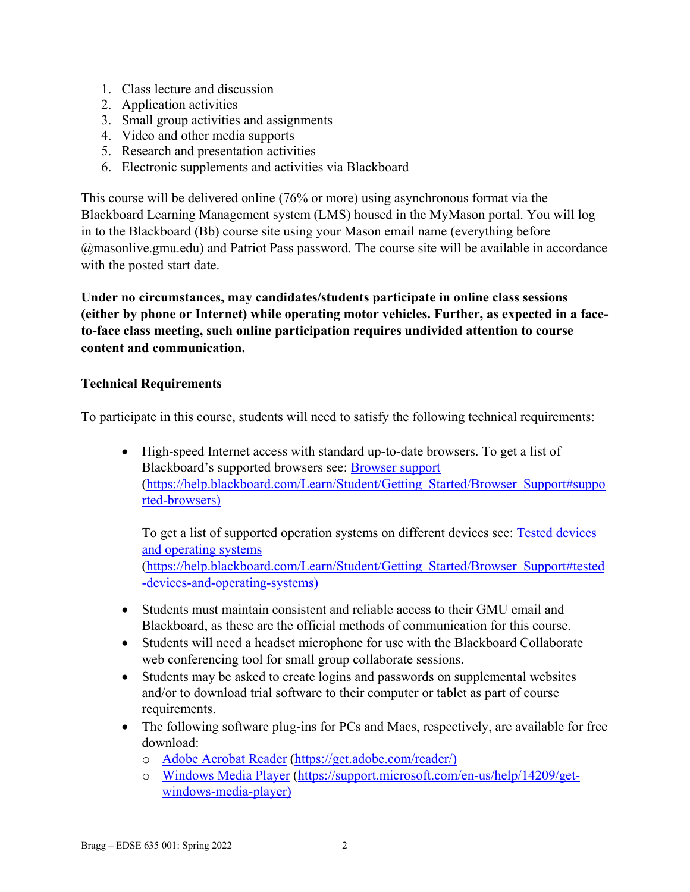1. Class lecture and discussion
2. Application activities
3. Small group activities and assignments
4. Video and other media supports
5. Research and presentation activities
6. Electronic supplements and activities via Blackboard

This course will be delivered online (76% or more) using asynchronous format via the Blackboard Learning Management system (LMS) housed in the MyMason portal. You will log in to the Blackboard (Bb) course site using your Mason email name (everything before @masonlive.gmu.edu) and Patriot Pass password. The course site will be available in accordance with the posted start date.

**Under no circumstances, may candidates/students participate in online class sessions (either by phone or Internet) while operating motor vehicles. Further, as expected in a face-to-face class meeting, such online participation requires undivided attention to course content and communication.**

**Technical Requirements**

To participate in this course, students will need to satisfy the following technical requirements:

- High-speed Internet access with standard up-to-date browsers. To get a list of Blackboard's supported browsers see: [Browser support](https://help.blackboard.com/Learn/Student/Getting_Started/Browser_Support#supported-browsers) (https://help.blackboard.com/Learn/Student/Getting_Started/Browser_Support#supported-browsers)

  To get a list of supported operation systems on different devices see: [Tested devices and operating systems](https://help.blackboard.com/Learn/Student/Getting_Started/Browser_Support#tested-devices-and-operating-systems) (https://help.blackboard.com/Learn/Student/Getting_Started/Browser_Support#tested-devices-and-operating-systems)
- Students must maintain consistent and reliable access to their GMU email and Blackboard, as these are the official methods of communication for this course.
- Students will need a headset microphone for use with the Blackboard Collaborate web conferencing tool for small group collaborate sessions.
- Students may be asked to create logins and passwords on supplemental websites and/or to download trial software to their computer or tablet as part of course requirements.
- The following software plug-ins for PCs and Macs, respectively, are available for free download:
  - [Adobe Acrobat Reader](https://get.adobe.com/reader/) (https://get.adobe.com/reader/)
  - [Windows Media Player](https://support.microsoft.com/en-us/help/14209/get-windows-media-player) (https://support.microsoft.com/en-us/help/14209/get-windows-media-player)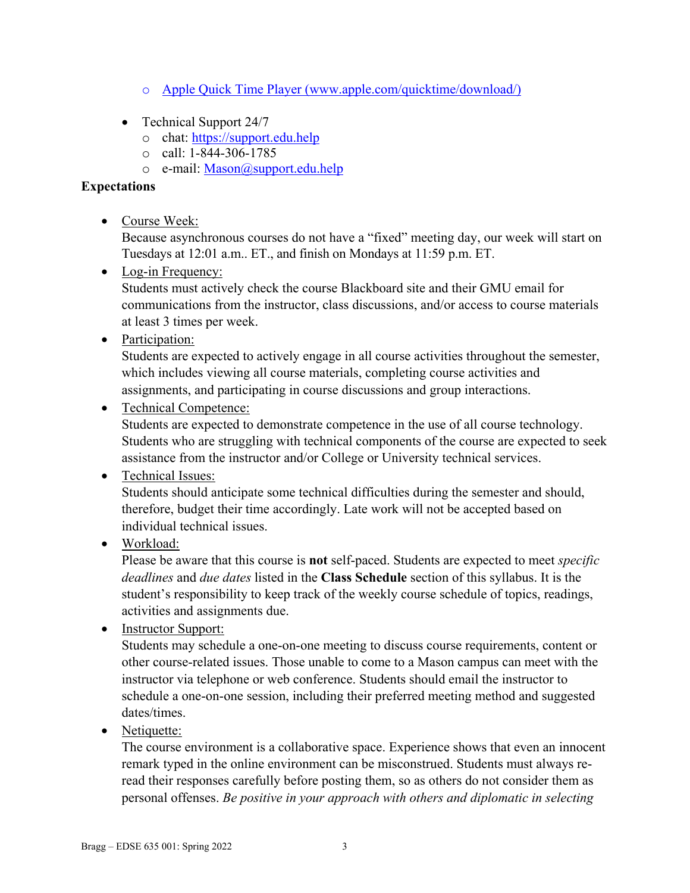- [Apple Quick Time Player (www.apple.com/quicktime/download/)](www.apple.com/quicktime/download/)

- Technical Support 24/7
  - chat: [https://support.edu.help](https://support.edu.help)
  - call: 1-844-306-1785
  - e-mail: [Mason@support.edu.help](mailto:Mason@support.edu.help)

**Expectations**

- Course Week:
  Because asynchronous courses do not have a "fixed" meeting day, our week will start on Tuesdays at 12:01 a.m.. ET., and finish on Mondays at 11:59 p.m. ET.
- Log-in Frequency:
  Students must actively check the course Blackboard site and their GMU email for communications from the instructor, class discussions, and/or access to course materials at least 3 times per week.
- Participation:
  Students are expected to actively engage in all course activities throughout the semester, which includes viewing all course materials, completing course activities and assignments, and participating in course discussions and group interactions.
- Technical Competence:
  Students are expected to demonstrate competence in the use of all course technology. Students who are struggling with technical components of the course are expected to seek assistance from the instructor and/or College or University technical services.
- Technical Issues:
  Students should anticipate some technical difficulties during the semester and should, therefore, budget their time accordingly. Late work will not be accepted based on individual technical issues.
- Workload:
  Please be aware that this course is **not** self-paced. Students are expected to meet *specific deadlines* and *due dates* listed in the **Class Schedule** section of this syllabus. It is the student's responsibility to keep track of the weekly course schedule of topics, readings, activities and assignments due.
- Instructor Support:
  Students may schedule a one-on-one meeting to discuss course requirements, content or other course-related issues. Those unable to come to a Mason campus can meet with the instructor via telephone or web conference. Students should email the instructor to schedule a one-on-one session, including their preferred meeting method and suggested dates/times.
- Netiquette:
  The course environment is a collaborative space. Experience shows that even an innocent remark typed in the online environment can be misconstrued. Students must always re-read their responses carefully before posting them, so as others do not consider them as personal offenses. *Be positive in your approach with others and diplomatic in selecting*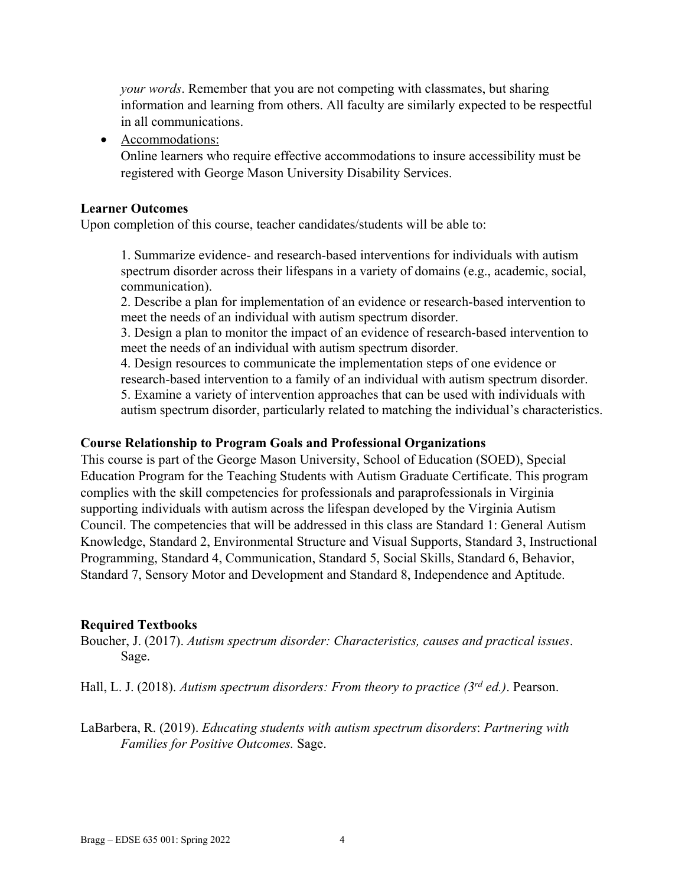*your words*. Remember that you are not competing with classmates, but sharing information and learning from others. All faculty are similarly expected to be respectful in all communications.

- Accommodations:
  Online learners who require effective accommodations to insure accessibility must be registered with George Mason University Disability Services.

**Learner Outcomes**

Upon completion of this course, teacher candidates/students will be able to:

1. Summarize evidence- and research-based interventions for individuals with autism spectrum disorder across their lifespans in a variety of domains (e.g., academic, social, communication).
2. Describe a plan for implementation of an evidence or research-based intervention to meet the needs of an individual with autism spectrum disorder.
3. Design a plan to monitor the impact of an evidence of research-based intervention to meet the needs of an individual with autism spectrum disorder.
4. Design resources to communicate the implementation steps of one evidence or research-based intervention to a family of an individual with autism spectrum disorder.
5. Examine a variety of intervention approaches that can be used with individuals with autism spectrum disorder, particularly related to matching the individual's characteristics.

**Course Relationship to Program Goals and Professional Organizations**

This course is part of the George Mason University, School of Education (SOED), Special Education Program for the Teaching Students with Autism Graduate Certificate. This program complies with the skill competencies for professionals and paraprofessionals in Virginia supporting individuals with autism across the lifespan developed by the Virginia Autism Council. The competencies that will be addressed in this class are Standard 1: General Autism Knowledge, Standard 2, Environmental Structure and Visual Supports, Standard 3, Instructional Programming, Standard 4, Communication, Standard 5, Social Skills, Standard 6, Behavior, Standard 7, Sensory Motor and Development and Standard 8, Independence and Aptitude.

**Required Textbooks**

Boucher, J. (2017). *Autism spectrum disorder: Characteristics, causes and practical issues*. Sage.

Hall, L. J. (2018). *Autism spectrum disorders: From theory to practice (3rd ed.)*. Pearson.

LaBarbera, R. (2019). *Educating students with autism spectrum disorders*: *Partnering with Families for Positive Outcomes.* Sage.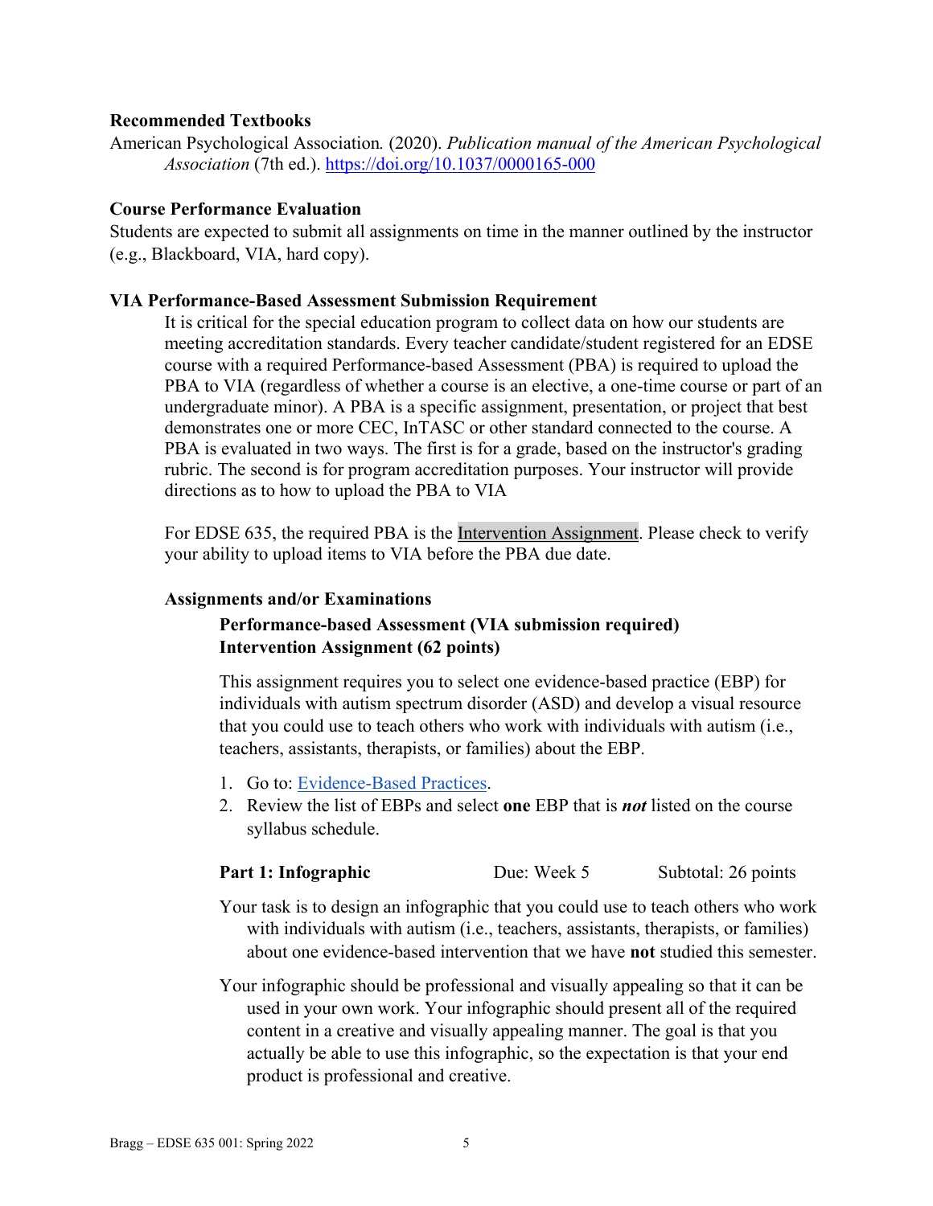**Recommended Textbooks**

American Psychological Association*.* (2020). *Publication manual of the American Psychological Association* (7th ed.). https://doi.org/10.1037/0000165-000

**Course Performance Evaluation**

Students are expected to submit all assignments on time in the manner outlined by the instructor (e.g., Blackboard, VIA, hard copy).

**VIA Performance-Based Assessment Submission Requirement**

It is critical for the special education program to collect data on how our students are meeting accreditation standards. Every teacher candidate/student registered for an EDSE course with a required Performance-based Assessment (PBA) is required to upload the PBA to VIA (regardless of whether a course is an elective, a one-time course or part of an undergraduate minor). A PBA is a specific assignment, presentation, or project that best demonstrates one or more CEC, InTASC or other standard connected to the course. A PBA is evaluated in two ways. The first is for a grade, based on the instructor's grading rubric. The second is for program accreditation purposes. Your instructor will provide directions as to how to upload the PBA to VIA

For EDSE 635, the required PBA is the Intervention Assignment. Please check to verify your ability to upload items to VIA before the PBA due date.

**Assignments and/or Examinations**

**Performance-based Assessment (VIA submission required)**
**Intervention Assignment (62 points)**

This assignment requires you to select one evidence-based practice (EBP) for individuals with autism spectrum disorder (ASD) and develop a visual resource that you could use to teach others who work with individuals with autism (i.e., teachers, assistants, therapists, or families) about the EBP.

1. Go to: Evidence-Based Practices.
2. Review the list of EBPs and select **one** EBP that is ***not*** listed on the course syllabus schedule.

**Part 1: Infographic** Due: Week 5 Subtotal: 26 points

Your task is to design an infographic that you could use to teach others who work with individuals with autism (i.e., teachers, assistants, therapists, or families) about one evidence-based intervention that we have **not** studied this semester.

Your infographic should be professional and visually appealing so that it can be used in your own work. Your infographic should present all of the required content in a creative and visually appealing manner. The goal is that you actually be able to use this infographic, so the expectation is that your end product is professional and creative.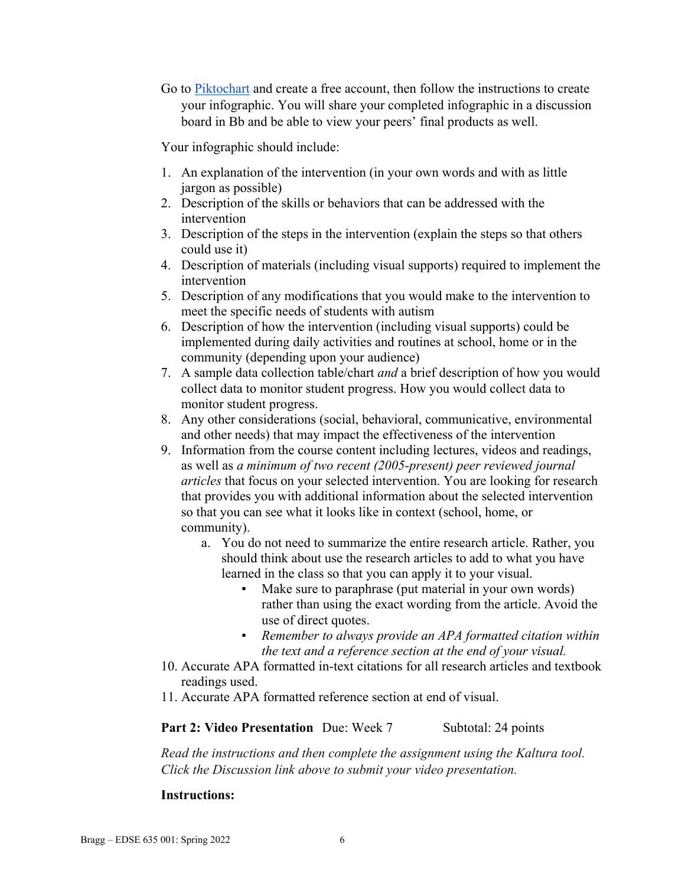Go to [Piktochart](#) and create a free account, then follow the instructions to create your infographic. You will share your completed infographic in a discussion board in Bb and be able to view your peers' final products as well.

Your infographic should include:

1. An explanation of the intervention (in your own words and with as little jargon as possible)
2. Description of the skills or behaviors that can be addressed with the intervention
3. Description of the steps in the intervention (explain the steps so that others could use it)
4. Description of materials (including visual supports) required to implement the intervention
5. Description of any modifications that you would make to the intervention to meet the specific needs of students with autism
6. Description of how the intervention (including visual supports) could be implemented during daily activities and routines at school, home or in the community (depending upon your audience)
7. A sample data collection table/chart *and* a brief description of how you would collect data to monitor student progress. How you would collect data to monitor student progress.
8. Any other considerations (social, behavioral, communicative, environmental and other needs) that may impact the effectiveness of the intervention
9. Information from the course content including lectures, videos and readings, as well as *a minimum of two recent (2005-present) peer reviewed journal articles* that focus on your selected intervention. You are looking for research that provides you with additional information about the selected intervention so that you can see what it looks like in context (school, home, or community).
    a. You do not need to summarize the entire research article. Rather, you should think about use the research articles to add to what you have learned in the class so that you can apply it to your visual.
        - Make sure to paraphrase (put material in your own words) rather than using the exact wording from the article. Avoid the use of direct quotes.
        - *Remember to always provide an APA formatted citation within the text and a reference section at the end of your visual.*
10. Accurate APA formatted in-text citations for all research articles and textbook readings used.
11. Accurate APA formatted reference section at end of visual.

**Part 2: Video Presentation** Due: Week 7 Subtotal: 24 points

*Read the instructions and then complete the assignment using the Kaltura tool. Click the Discussion link above to submit your video presentation.*

**Instructions:**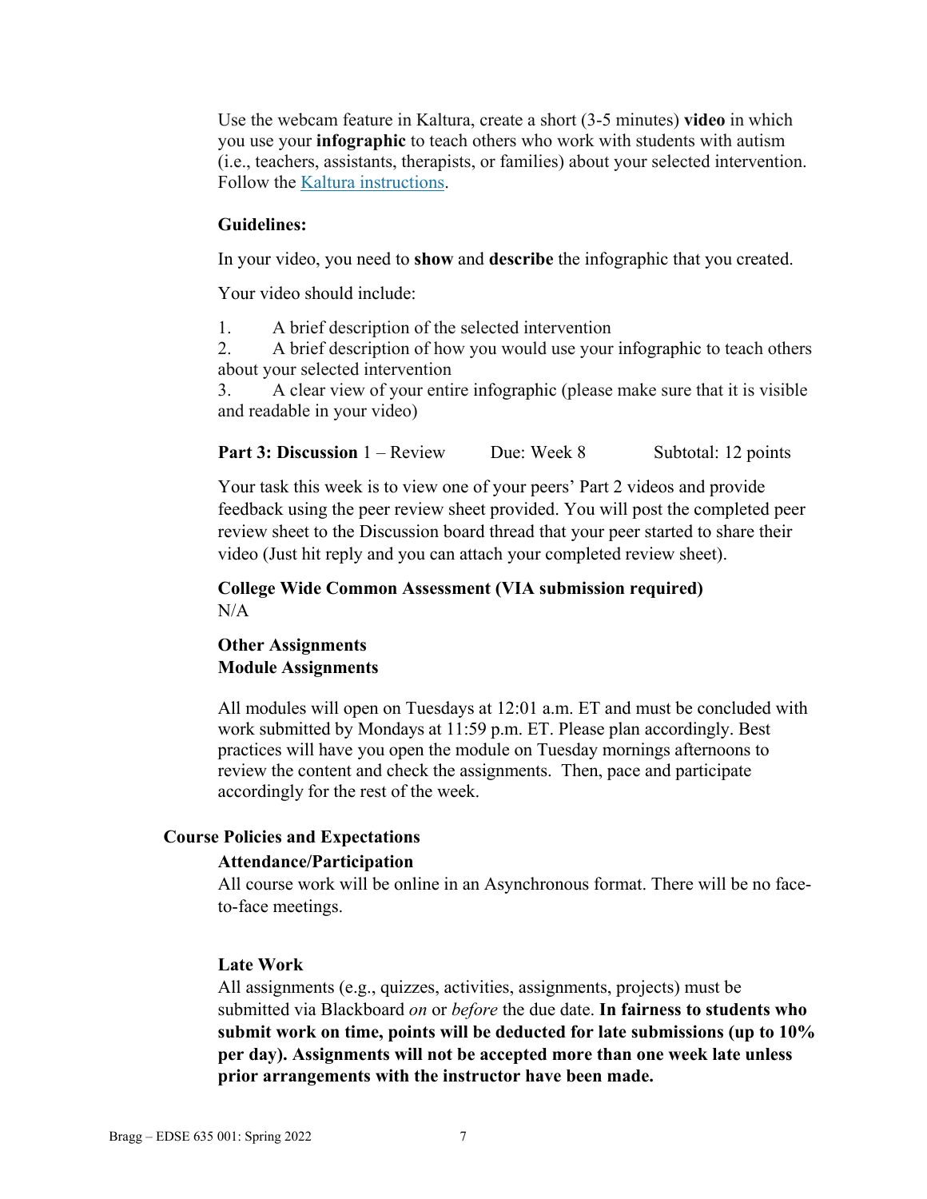Use the webcam feature in Kaltura, create a short (3-5 minutes) **video** in which you use your **infographic** to teach others who work with students with autism (i.e., teachers, assistants, therapists, or families) about your selected intervention. Follow the [Kaltura instructions](Kaltura instructions).

**Guidelines:**

In your video, you need to **show** and **describe** the infographic that you created.

Your video should include:

1. A brief description of the selected intervention
2. A brief description of how you would use your infographic to teach others about your selected intervention
3. A clear view of your entire infographic (please make sure that it is visible and readable in your video)

**Part 3: Discussion** 1 – Review Due: Week 8 Subtotal: 12 points

Your task this week is to view one of your peers' Part 2 videos and provide feedback using the peer review sheet provided. You will post the completed peer review sheet to the Discussion board thread that your peer started to share their video (Just hit reply and you can attach your completed review sheet).

**College Wide Common Assessment (VIA submission required)**
N/A

**Other Assignments**
**Module Assignments**

All modules will open on Tuesdays at 12:01 a.m. ET and must be concluded with work submitted by Mondays at 11:59 p.m. ET. Please plan accordingly. Best practices will have you open the module on Tuesday mornings afternoons to review the content and check the assignments. Then, pace and participate accordingly for the rest of the week.

## Course Policies and Expectations

**Attendance/Participation**
All course work will be online in an Asynchronous format. There will be no face-to-face meetings.

**Late Work**
All assignments (e.g., quizzes, activities, assignments, projects) must be submitted via Blackboard *on* or *before* the due date. **In fairness to students who submit work on time, points will be deducted for late submissions (up to 10% per day). Assignments will not be accepted more than one week late unless prior arrangements with the instructor have been made.**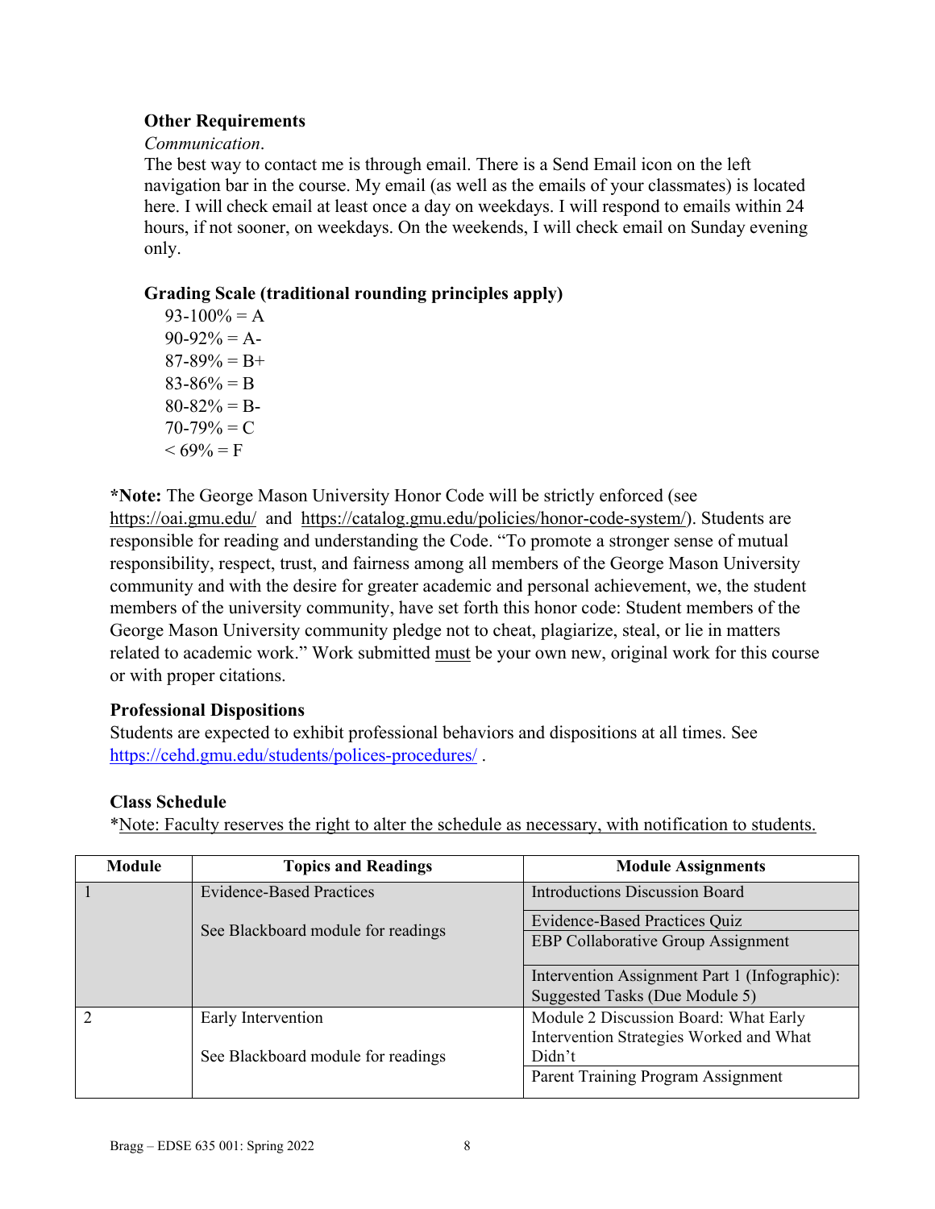**Other Requirements**

*Communication*.

The best way to contact me is through email. There is a Send Email icon on the left navigation bar in the course. My email (as well as the emails of your classmates) is located here. I will check email at least once a day on weekdays. I will respond to emails within 24 hours, if not sooner, on weekdays. On the weekends, I will check email on Sunday evening only.

**Grading Scale (traditional rounding principles apply)**

93-100% = A
90-92% = A-
87-89% = B+
83-86% = B
80-82% = B-
70-79% = C
< 69% = F

***Note:** The George Mason University Honor Code will be strictly enforced (see https://oai.gmu.edu/ and https://catalog.gmu.edu/policies/honor-code-system/). Students are responsible for reading and understanding the Code. "To promote a stronger sense of mutual responsibility, respect, trust, and fairness among all members of the George Mason University community and with the desire for greater academic and personal achievement, we, the student members of the university community, have set forth this honor code: Student members of the George Mason University community pledge not to cheat, plagiarize, steal, or lie in matters related to academic work." Work submitted must be your own new, original work for this course or with proper citations.

**Professional Dispositions**

Students are expected to exhibit professional behaviors and dispositions at all times. See https://cehd.gmu.edu/students/polices-procedures/ .

**Class Schedule**

*Note: Faculty reserves the right to alter the schedule as necessary, with notification to students.

| Module | Topics and Readings | Module Assignments |
|---|---|---|
| 1 | Evidence-Based Practices<br><br>See Blackboard module for readings | Introductions Discussion Board |
| | | Evidence-Based Practices Quiz |
| | | EBP Collaborative Group Assignment |
| | | Intervention Assignment Part 1 (Infographic): Suggested Tasks (Due Module 5) |
| 2 | Early Intervention<br><br>See Blackboard module for readings | Module 2 Discussion Board: What Early Intervention Strategies Worked and What Didn't |
| | | Parent Training Program Assignment |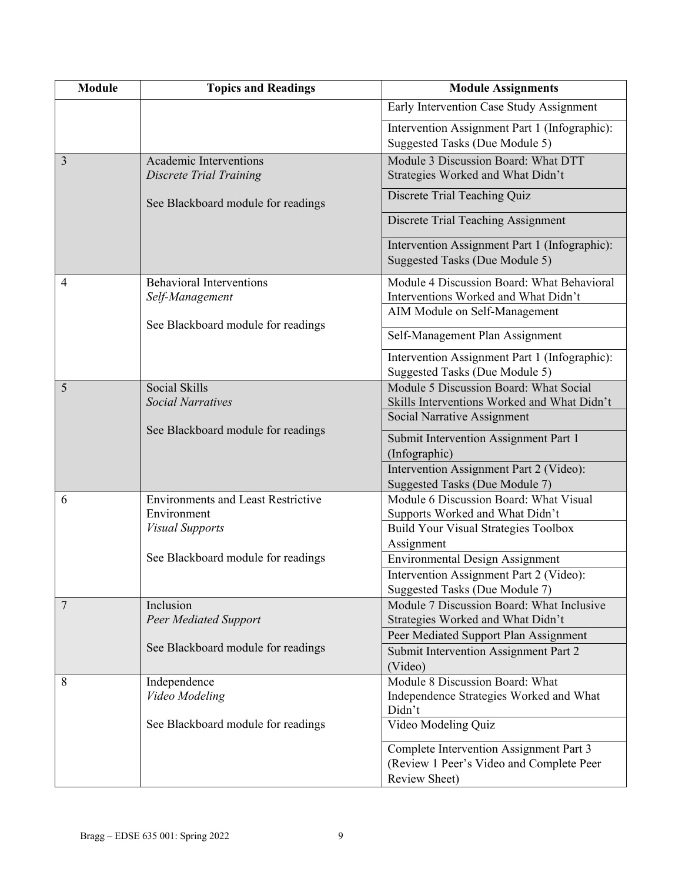| Module | Topics and Readings | Module Assignments |
|---|---|---|
| | | Early Intervention Case Study Assignment |
| | | Intervention Assignment Part 1 (Infographic): Suggested Tasks (Due Module 5) |
| 3 | Academic Interventions *Discrete Trial Training* | Module 3 Discussion Board: What DTT Strategies Worked and What Didn't |
| | See Blackboard module for readings | Discrete Trial Teaching Quiz |
| | | Discrete Trial Teaching Assignment |
| | | Intervention Assignment Part 1 (Infographic): Suggested Tasks (Due Module 5) |
| 4 | Behavioral Interventions *Self-Management* | Module 4 Discussion Board: What Behavioral Interventions Worked and What Didn't |
| | See Blackboard module for readings | AIM Module on Self-Management |
| | | Self-Management Plan Assignment |
| | | Intervention Assignment Part 1 (Infographic): Suggested Tasks (Due Module 5) |
| 5 | Social Skills *Social Narratives* | Module 5 Discussion Board: What Social Skills Interventions Worked and What Didn't |
| | See Blackboard module for readings | Social Narrative Assignment |
| | | Submit Intervention Assignment Part 1 (Infographic) |
| | | Intervention Assignment Part 2 (Video): Suggested Tasks (Due Module 7) |
| 6 | Environments and Least Restrictive Environment *Visual Supports* | Module 6 Discussion Board: What Visual Supports Worked and What Didn't |
| | See Blackboard module for readings | Build Your Visual Strategies Toolbox Assignment |
| | | Environmental Design Assignment |
| | | Intervention Assignment Part 2 (Video): Suggested Tasks (Due Module 7) |
| 7 | Inclusion *Peer Mediated Support* | Module 7 Discussion Board: What Inclusive Strategies Worked and What Didn't |
| | See Blackboard module for readings | Peer Mediated Support Plan Assignment |
| | | Submit Intervention Assignment Part 2 (Video) |
| 8 | Independence *Video Modeling* | Module 8 Discussion Board: What Independence Strategies Worked and What Didn't |
| | See Blackboard module for readings | Video Modeling Quiz |
| | | Complete Intervention Assignment Part 3 (Review 1 Peer's Video and Complete Peer Review Sheet) |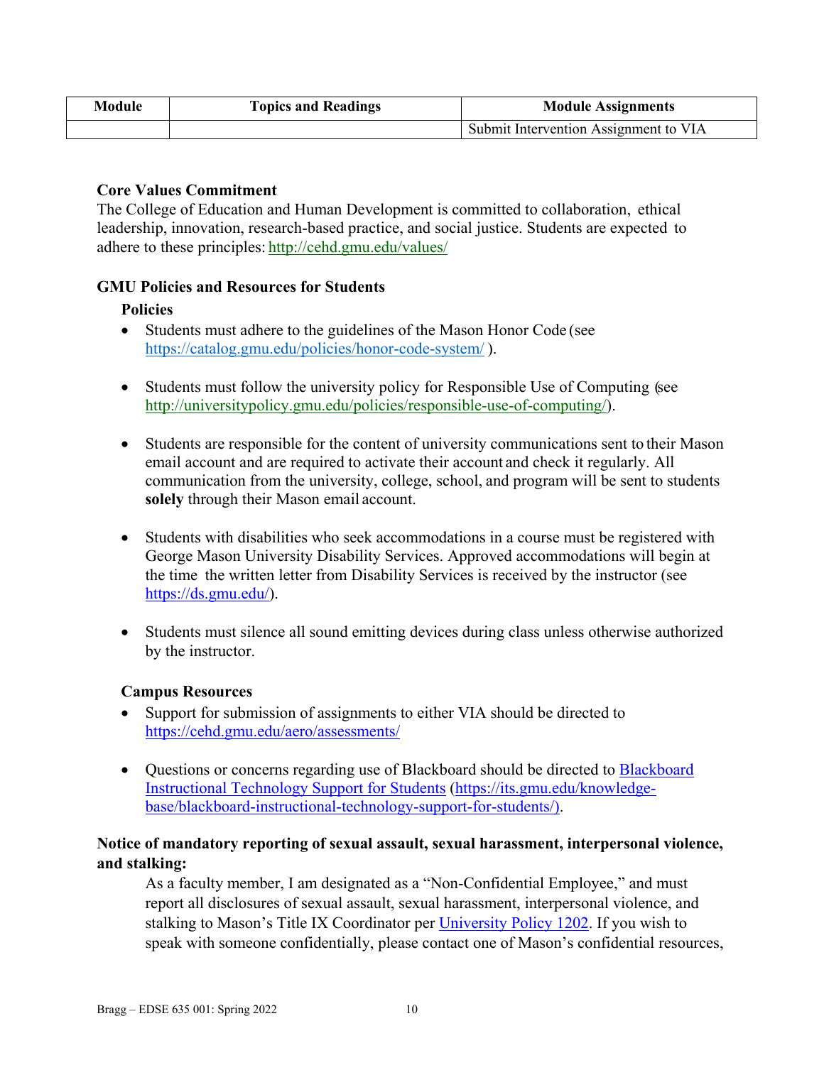| Module | Topics and Readings | Module Assignments |
|---|---|---|
| | | Submit Intervention Assignment to VIA |

**Core Values Commitment**

The College of Education and Human Development is committed to collaboration, ethical leadership, innovation, research-based practice, and social justice. Students are expected to adhere to these principles: http://cehd.gmu.edu/values/

**GMU Policies and Resources for Students**

**Policies**

- Students must adhere to the guidelines of the Mason Honor Code (see https://catalog.gmu.edu/policies/honor-code-system/ ).

- Students must follow the university policy for Responsible Use of Computing (see http://universitypolicy.gmu.edu/policies/responsible-use-of-computing/).

- Students are responsible for the content of university communications sent to their Mason email account and are required to activate their account and check it regularly. All communication from the university, college, school, and program will be sent to students **solely** through their Mason email account.

- Students with disabilities who seek accommodations in a course must be registered with George Mason University Disability Services. Approved accommodations will begin at the time the written letter from Disability Services is received by the instructor (see https://ds.gmu.edu/).

- Students must silence all sound emitting devices during class unless otherwise authorized by the instructor.

**Campus Resources**

- Support for submission of assignments to either VIA should be directed to https://cehd.gmu.edu/aero/assessments/

- Questions or concerns regarding use of Blackboard should be directed to Blackboard Instructional Technology Support for Students (https://its.gmu.edu/knowledge-base/blackboard-instructional-technology-support-for-students/).

**Notice of mandatory reporting of sexual assault, sexual harassment, interpersonal violence, and stalking:**

As a faculty member, I am designated as a "Non-Confidential Employee," and must report all disclosures of sexual assault, sexual harassment, interpersonal violence, and stalking to Mason's Title IX Coordinator per University Policy 1202. If you wish to speak with someone confidentially, please contact one of Mason's confidential resources,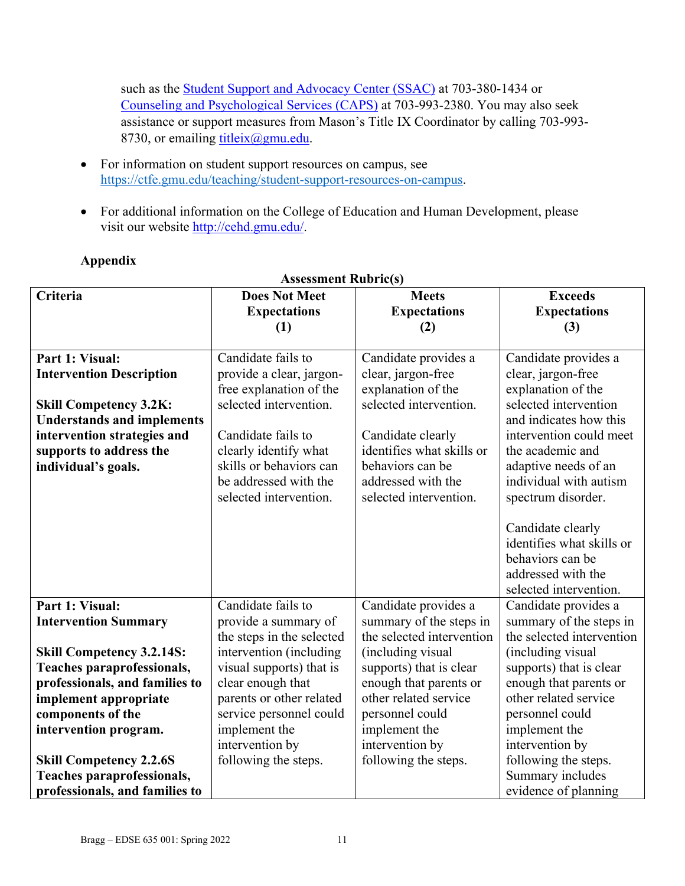such as the [Student Support and Advocacy Center (SSAC)](https://ssac.gmu.edu/) at 703-380-1434 or [Counseling and Psychological Services (CAPS)](https://caps.gmu.edu/) at 703-993-2380. You may also seek assistance or support measures from Mason's Title IX Coordinator by calling 703-993-8730, or emailing titleix@gmu.edu.

- For information on student support resources on campus, see https://ctfe.gmu.edu/teaching/student-support-resources-on-campus.
- For additional information on the College of Education and Human Development, please visit our website http://cehd.gmu.edu/.

**Appendix**

**Assessment Rubric(s)**

| **Criteria** | **Does Not Meet Expectations (1)** | **Meets Expectations (2)** | **Exceeds Expectations (3)** |
|---|---|---|---|
| **Part 1: Visual: Intervention Description**<br><br>**Skill Competency 3.2K: Understands and implements intervention strategies and supports to address the individual's goals.** | Candidate fails to provide a clear, jargon-free explanation of the selected intervention.<br><br>Candidate fails to clearly identify what skills or behaviors can be addressed with the selected intervention. | Candidate provides a clear, jargon-free explanation of the selected intervention.<br><br>Candidate clearly identifies what skills or behaviors can be addressed with the selected intervention. | Candidate provides a clear, jargon-free explanation of the selected intervention and indicates how this intervention could meet the academic and adaptive needs of an individual with autism spectrum disorder.<br><br>Candidate clearly identifies what skills or behaviors can be addressed with the selected intervention. |
| **Part 1: Visual: Intervention Summary**<br><br>**Skill Competency 3.2.14S: Teaches paraprofessionals, professionals, and families to implement appropriate components of the intervention program.**<br><br>**Skill Competency 2.2.6S Teaches paraprofessionals, professionals, and families to** | Candidate fails to provide a summary of the steps in the selected intervention (including visual supports) that is clear enough that parents or other related service personnel could implement the intervention by following the steps. | Candidate provides a summary of the steps in the selected intervention (including visual supports) that is clear enough that parents or other related service personnel could implement the intervention by following the steps. | Candidate provides a summary of the steps in the selected intervention (including visual supports) that is clear enough that parents or other related service personnel could implement the intervention by following the steps. Summary includes evidence of planning |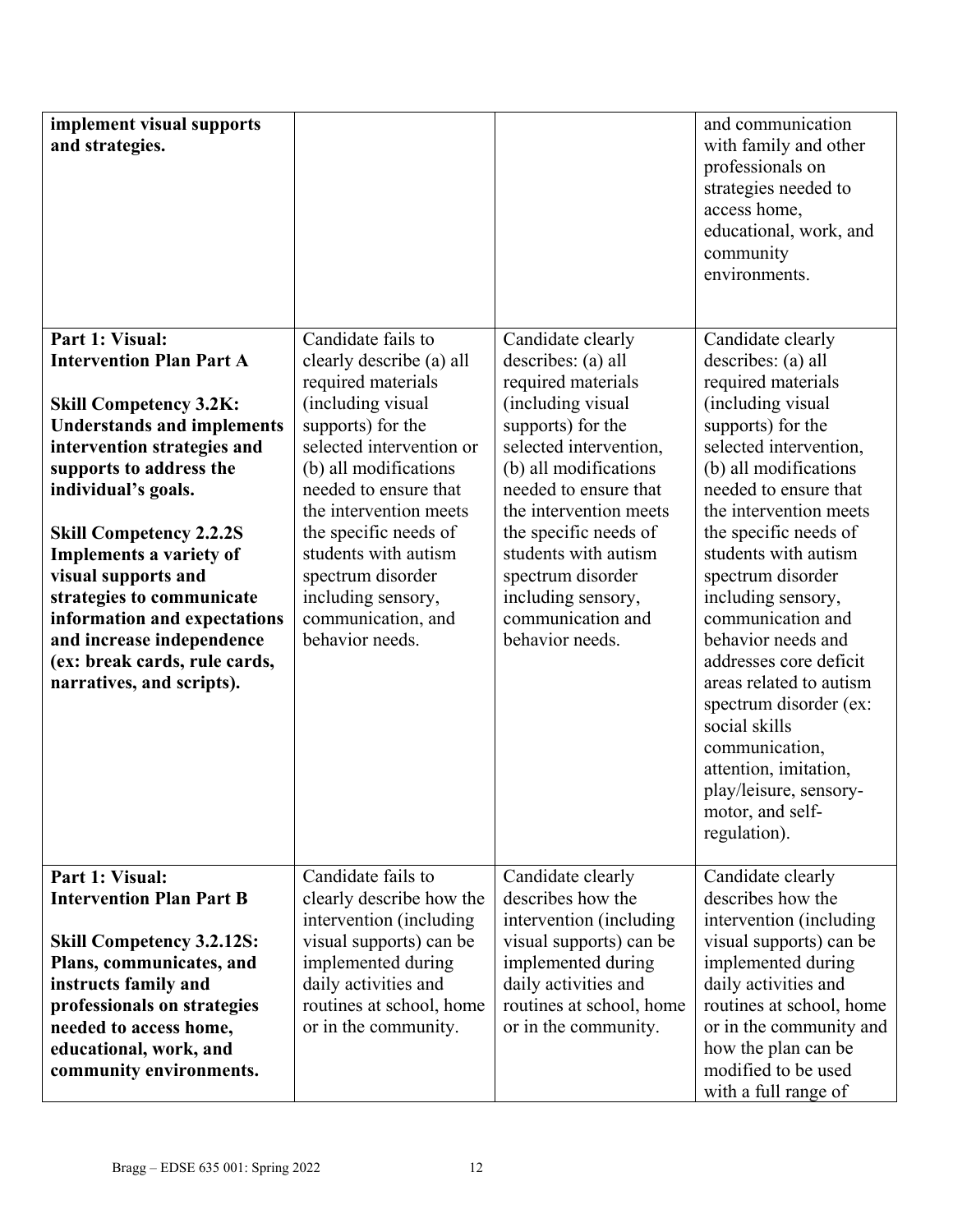| | | | |
|---|---|---|---|
| **implement visual supports and strategies.** | | | and communication with family and other professionals on strategies needed to access home, educational, work, and community environments. |
| **Part 1: Visual: Intervention Plan Part A**<br><br>**Skill Competency 3.2K: Understands and implements intervention strategies and supports to address the individual's goals.**<br><br>**Skill Competency 2.2.2S Implements a variety of visual supports and strategies to communicate information and expectations and increase independence (ex: break cards, rule cards, narratives, and scripts).** | Candidate fails to clearly describe (a) all required materials (including visual supports) for the selected intervention or (b) all modifications needed to ensure that the intervention meets the specific needs of students with autism spectrum disorder including sensory, communication, and behavior needs. | Candidate clearly describes: (a) all required materials (including visual supports) for the selected intervention, (b) all modifications needed to ensure that the intervention meets the specific needs of students with autism spectrum disorder including sensory, communication and behavior needs. | Candidate clearly describes: (a) all required materials (including visual supports) for the selected intervention, (b) all modifications needed to ensure that the intervention meets the specific needs of students with autism spectrum disorder including sensory, communication and behavior needs and addresses core deficit areas related to autism spectrum disorder (ex: social skills communication, attention, imitation, play/leisure, sensory-motor, and self-regulation). |
| **Part 1: Visual: Intervention Plan Part B**<br><br>**Skill Competency 3.2.12S: Plans, communicates, and instructs family and professionals on strategies needed to access home, educational, work, and community environments.** | Candidate fails to clearly describe how the intervention (including visual supports) can be implemented during daily activities and routines at school, home or in the community. | Candidate clearly describes how the intervention (including visual supports) can be implemented during daily activities and routines at school, home or in the community. | Candidate clearly describes how the intervention (including visual supports) can be implemented during daily activities and routines at school, home or in the community and how the plan can be modified to be used with a full range of |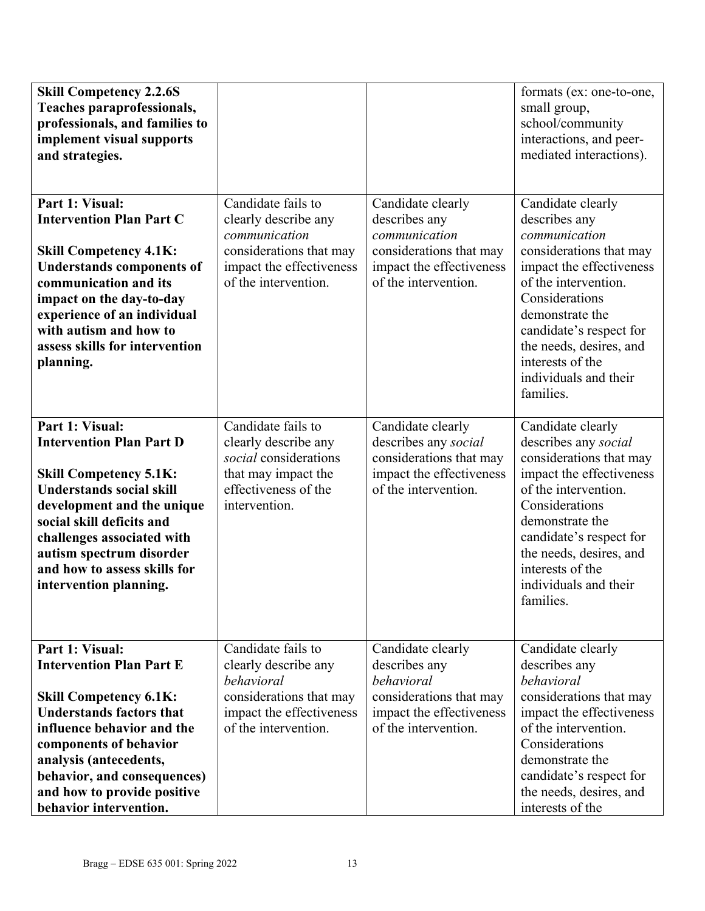| | | | |
|---|---|---|---|
| **Skill Competency 2.2.6S Teaches paraprofessionals, professionals, and families to implement visual supports and strategies.** | | | formats (ex: one-to-one, small group, school/community interactions, and peer-mediated interactions). |
| **Part 1: Visual: Intervention Plan Part C**<br><br>**Skill Competency 4.1K: Understands components of communication and its impact on the day-to-day experience of an individual with autism and how to assess skills for intervention planning.** | Candidate fails to clearly describe any *communication* considerations that may impact the effectiveness of the intervention. | Candidate clearly describes any *communication* considerations that may impact the effectiveness of the intervention. | Candidate clearly describes any *communication* considerations that may impact the effectiveness of the intervention. Considerations demonstrate the candidate's respect for the needs, desires, and interests of the individuals and their families. |
| **Part 1: Visual: Intervention Plan Part D**<br><br>**Skill Competency 5.1K: Understands social skill development and the unique social skill deficits and challenges associated with autism spectrum disorder and how to assess skills for intervention planning.** | Candidate fails to clearly describe any *social* considerations that may impact the effectiveness of the intervention. | Candidate clearly describes any *social* considerations that may impact the effectiveness of the intervention. | Candidate clearly describes any *social* considerations that may impact the effectiveness of the intervention. Considerations demonstrate the candidate's respect for the needs, desires, and interests of the individuals and their families. |
| **Part 1: Visual: Intervention Plan Part E**<br><br>**Skill Competency 6.1K: Understands factors that influence behavior and the components of behavior analysis (antecedents, behavior, and consequences) and how to provide positive behavior intervention.** | Candidate fails to clearly describe any *behavioral* considerations that may impact the effectiveness of the intervention. | Candidate clearly describes any *behavioral* considerations that may impact the effectiveness of the intervention. | Candidate clearly describes any *behavioral* considerations that may impact the effectiveness of the intervention. Considerations demonstrate the candidate's respect for the needs, desires, and interests of the |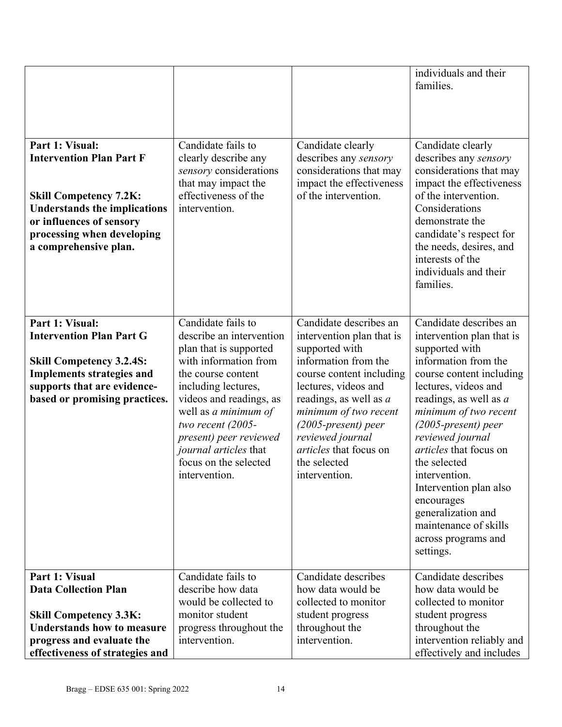| | | | |
|---|---|---|---|
| | | | individuals and their families. |
| **Part 1: Visual: Intervention Plan Part F**<br><br>**Skill Competency 7.2K: Understands the implications or influences of sensory processing when developing a comprehensive plan.** | Candidate fails to clearly describe any *sensory* considerations that may impact the effectiveness of the intervention. | Candidate clearly describes any *sensory* considerations that may impact the effectiveness of the intervention. | Candidate clearly describes any *sensory* considerations that may impact the effectiveness of the intervention. Considerations demonstrate the candidate's respect for the needs, desires, and interests of the individuals and their families. |
| **Part 1: Visual: Intervention Plan Part G**<br><br>**Skill Competency 3.2.4S: Implements strategies and supports that are evidence-based or promising practices.** | Candidate fails to describe an intervention plan that is supported with information from the course content including lectures, videos and readings, as well as *a minimum of two recent (2005-present) peer reviewed journal articles* that focus on the selected intervention. | Candidate describes an intervention plan that is supported with information from the course content including lectures, videos and readings, as well as *a minimum of two recent (2005-present) peer reviewed journal articles* that focus on the selected intervention. | Candidate describes an intervention plan that is supported with information from the course content including lectures, videos and readings, as well as *a minimum of two recent (2005-present) peer reviewed journal articles* that focus on the selected intervention. Intervention plan also encourages generalization and maintenance of skills across programs and settings. |
| **Part 1: Visual Data Collection Plan**<br><br>**Skill Competency 3.3K: Understands how to measure progress and evaluate the effectiveness of strategies and** | Candidate fails to describe how data would be collected to monitor student progress throughout the intervention. | Candidate describes how data would be collected to monitor student progress throughout the intervention. | Candidate describes how data would be collected to monitor student progress throughout the intervention reliably and effectively and includes |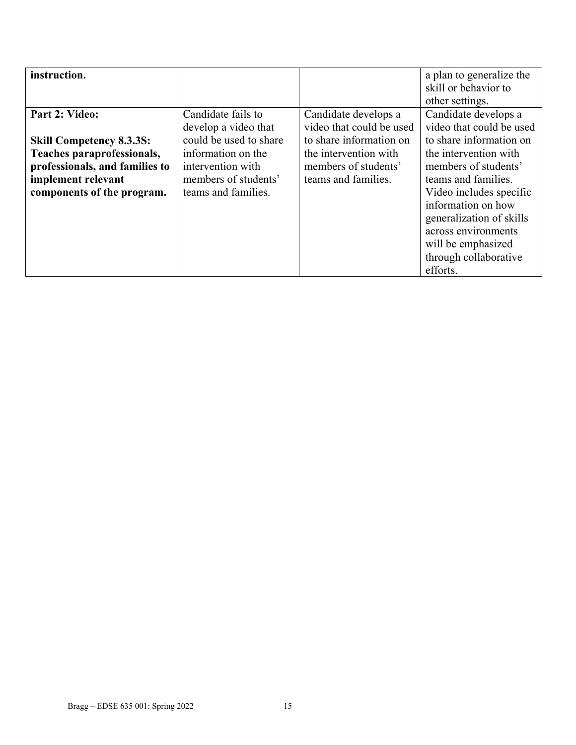| | | | |
|---|---|---|---|
| **instruction.** | | | a plan to generalize the skill or behavior to other settings. |
| **Part 2: Video:**<br><br>**Skill Competency 8.3.3S: Teaches paraprofessionals, professionals, and families to implement relevant components of the program.** | Candidate fails to develop a video that could be used to share information on the intervention with members of students' teams and families. | Candidate develops a video that could be used to share information on the intervention with members of students' teams and families. | Candidate develops a video that could be used to share information on the intervention with members of students' teams and families. Video includes specific information on how generalization of skills across environments will be emphasized through collaborative efforts. |